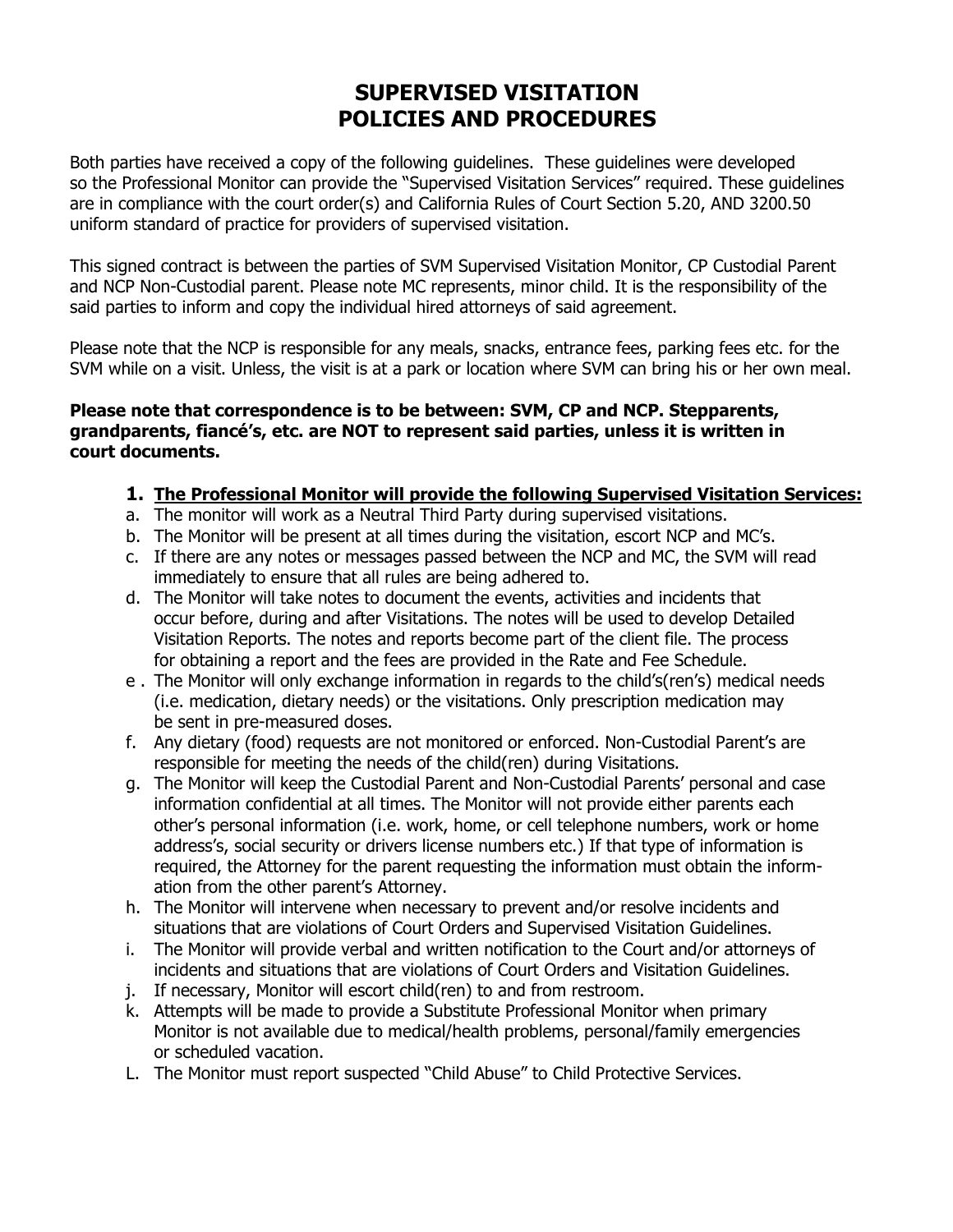# SUPERVISED VISITATION POLICIES AND PROCEDURES

Both parties have received a copy of the following guidelines. These guidelines were developed so the Professional Monitor can provide the "Supervised Visitation Services" required. These guidelines are in compliance with the court order(s) and California Rules of Court Section 5.20, AND 3200.50 uniform standard of practice for providers of supervised visitation.

This signed contract is between the parties of SVM Supervised Visitation Monitor, CP Custodial Parent and NCP Non-Custodial parent. Please note MC represents, minor child. It is the responsibility of the said parties to inform and copy the individual hired attorneys of said agreement.

Please note that the NCP is responsible for any meals, snacks, entrance fees, parking fees etc. for the SVM while on a visit. Unless, the visit is at a park or location where SVM can bring his or her own meal.

**Please note that correspondence is to be between: SVM, CP and NCP. Stepparents, grandparents, fiancé's, etc. are NOT to represent said parties, unless it is written in court documents.**

**1. <u>The Professional Monitor will provide the following Supervised Visitation Services:</u>**

a. The monitor will work as a Neutral Third Party during supervised visitations.
b. The Monitor will be present at all times during the visitation, escort NCP and MC's.
c. If there are any notes or messages passed between the NCP and MC, the SVM will read immediately to ensure that all rules are being adhered to.
d. The Monitor will take notes to document the events, activities and incidents that occur before, during and after Visitations. The notes will be used to develop Detailed Visitation Reports. The notes and reports become part of the client file. The process for obtaining a report and the fees are provided in the Rate and Fee Schedule.
e. The Monitor will only exchange information in regards to the child's(ren's) medical needs (i.e. medication, dietary needs) or the visitations. Only prescription medication may be sent in pre-measured doses.
f. Any dietary (food) requests are not monitored or enforced. Non-Custodial Parent's are responsible for meeting the needs of the child(ren) during Visitations.
g. The Monitor will keep the Custodial Parent and Non-Custodial Parents' personal and case information confidential at all times. The Monitor will not provide either parents each other's personal information (i.e. work, home, or cell telephone numbers, work or home address's, social security or drivers license numbers etc.) If that type of information is required, the Attorney for the parent requesting the information must obtain the information from the other parent's Attorney.
h. The Monitor will intervene when necessary to prevent and/or resolve incidents and situations that are violations of Court Orders and Supervised Visitation Guidelines.
i. The Monitor will provide verbal and written notification to the Court and/or attorneys of incidents and situations that are violations of Court Orders and Visitation Guidelines.
j. If necessary, Monitor will escort child(ren) to and from restroom.
k. Attempts will be made to provide a Substitute Professional Monitor when primary Monitor is not available due to medical/health problems, personal/family emergencies or scheduled vacation.
L. The Monitor must report suspected "Child Abuse" to Child Protective Services.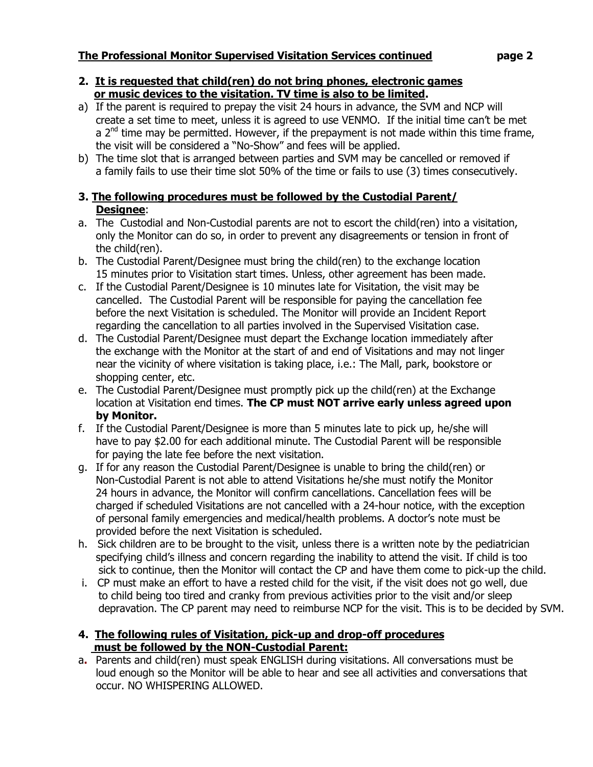**The Professional Monitor Supervised Visitation Services continued**

**2. It is requested that child(ren) do not bring phones, electronic games or music devices to the visitation. TV time is also to be limited.**

a) If the parent is required to prepay the visit 24 hours in advance, the SVM and NCP will create a set time to meet, unless it is agreed to use VENMO. If the initial time can't be met a 2nd time may be permitted. However, if the prepayment is not made within this time frame, the visit will be considered a "No-Show" and fees will be applied.

b) The time slot that is arranged between parties and SVM may be cancelled or removed if a family fails to use their time slot 50% of the time or fails to use (3) times consecutively.

**3. The following procedures must be followed by the Custodial Parent/ Designee**:

a. The Custodial and Non-Custodial parents are not to escort the child(ren) into a visitation, only the Monitor can do so, in order to prevent any disagreements or tension in front of the child(ren).

b. The Custodial Parent/Designee must bring the child(ren) to the exchange location 15 minutes prior to Visitation start times. Unless, other agreement has been made.

c. If the Custodial Parent/Designee is 10 minutes late for Visitation, the visit may be cancelled. The Custodial Parent will be responsible for paying the cancellation fee before the next Visitation is scheduled. The Monitor will provide an Incident Report regarding the cancellation to all parties involved in the Supervised Visitation case.

d. The Custodial Parent/Designee must depart the Exchange location immediately after the exchange with the Monitor at the start of and end of Visitations and may not linger near the vicinity of where visitation is taking place, i.e.: The Mall, park, bookstore or shopping center, etc.

e. The Custodial Parent/Designee must promptly pick up the child(ren) at the Exchange location at Visitation end times. **The CP must NOT arrive early unless agreed upon by Monitor.**

f. If the Custodial Parent/Designee is more than 5 minutes late to pick up, he/she will have to pay $2.00 for each additional minute. The Custodial Parent will be responsible for paying the late fee before the next visitation.

g. If for any reason the Custodial Parent/Designee is unable to bring the child(ren) or Non-Custodial Parent is not able to attend Visitations he/she must notify the Monitor 24 hours in advance, the Monitor will confirm cancellations. Cancellation fees will be charged if scheduled Visitations are not cancelled with a 24-hour notice, with the exception of personal family emergencies and medical/health problems. A doctor's note must be provided before the next Visitation is scheduled.

h. Sick children are to be brought to the visit, unless there is a written note by the pediatrician specifying child's illness and concern regarding the inability to attend the visit. If child is too sick to continue, then the Monitor will contact the CP and have them come to pick-up the child.

i. CP must make an effort to have a rested child for the visit, if the visit does not go well, due to child being too tired and cranky from previous activities prior to the visit and/or sleep depravation. The CP parent may need to reimburse NCP for the visit. This is to be decided by SVM.

**4. The following rules of Visitation, pick-up and drop-off procedures must be followed by the NON-Custodial Parent:**

a. Parents and child(ren) must speak ENGLISH during visitations. All conversations must be loud enough so the Monitor will be able to hear and see all activities and conversations that occur. NO WHISPERING ALLOWED.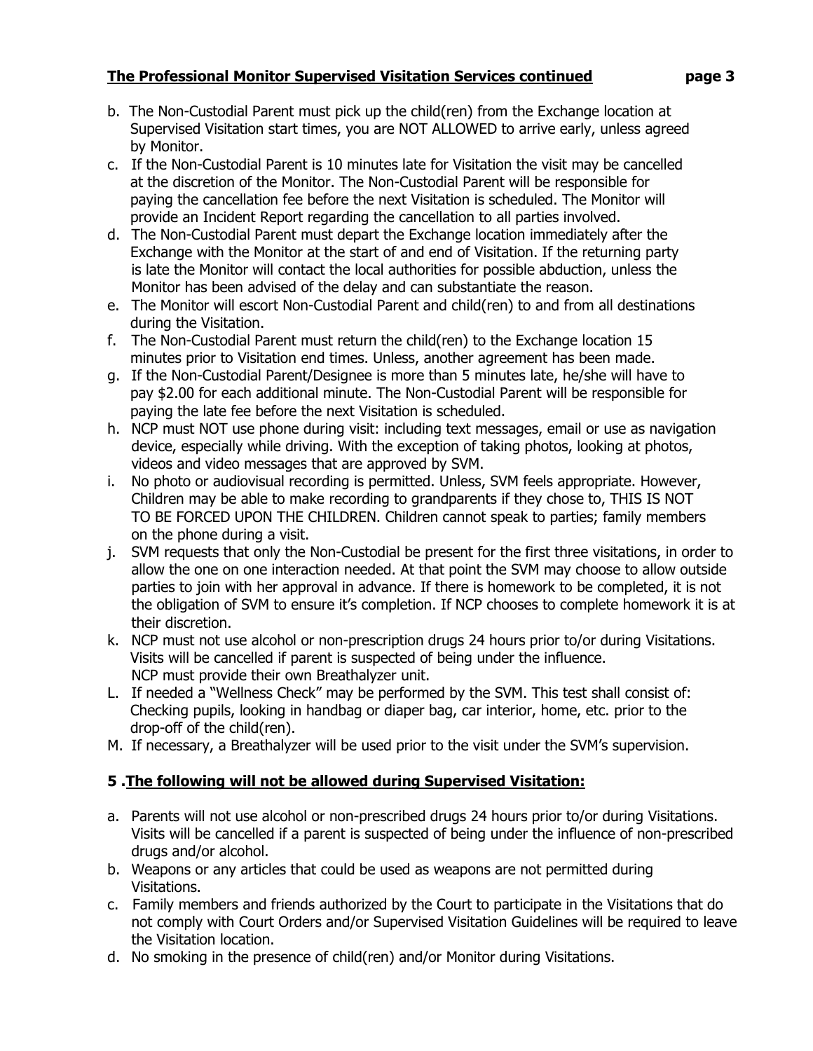**The Professional Monitor Supervised Visitation Services continued**

b. The Non-Custodial Parent must pick up the child(ren) from the Exchange location at Supervised Visitation start times, you are NOT ALLOWED to arrive early, unless agreed by Monitor.
c. If the Non-Custodial Parent is 10 minutes late for Visitation the visit may be cancelled at the discretion of the Monitor. The Non-Custodial Parent will be responsible for paying the cancellation fee before the next Visitation is scheduled. The Monitor will provide an Incident Report regarding the cancellation to all parties involved.
d. The Non-Custodial Parent must depart the Exchange location immediately after the Exchange with the Monitor at the start of and end of Visitation. If the returning party is late the Monitor will contact the local authorities for possible abduction, unless the Monitor has been advised of the delay and can substantiate the reason.
e. The Monitor will escort Non-Custodial Parent and child(ren) to and from all destinations during the Visitation.
f. The Non-Custodial Parent must return the child(ren) to the Exchange location 15 minutes prior to Visitation end times. Unless, another agreement has been made.
g. If the Non-Custodial Parent/Designee is more than 5 minutes late, he/she will have to pay $2.00 for each additional minute. The Non-Custodial Parent will be responsible for paying the late fee before the next Visitation is scheduled.
h. NCP must NOT use phone during visit: including text messages, email or use as navigation device, especially while driving. With the exception of taking photos, looking at photos, videos and video messages that are approved by SVM.
i. No photo or audiovisual recording is permitted. Unless, SVM feels appropriate. However, Children may be able to make recording to grandparents if they chose to, THIS IS NOT TO BE FORCED UPON THE CHILDREN. Children cannot speak to parties; family members on the phone during a visit.
j. SVM requests that only the Non-Custodial be present for the first three visitations, in order to allow the one on one interaction needed. At that point the SVM may choose to allow outside parties to join with her approval in advance. If there is homework to be completed, it is not the obligation of SVM to ensure it's completion. If NCP chooses to complete homework it is at their discretion.
k. NCP must not use alcohol or non-prescription drugs 24 hours prior to/or during Visitations. Visits will be cancelled if parent is suspected of being under the influence. NCP must provide their own Breathalyzer unit.
L. If needed a "Wellness Check" may be performed by the SVM. This test shall consist of: Checking pupils, looking in handbag or diaper bag, car interior, home, etc. prior to the drop-off of the child(ren).
M. If necessary, a Breathalyzer will be used prior to the visit under the SVM's supervision.

## 5 . The following will not be allowed during Supervised Visitation:

a. Parents will not use alcohol or non-prescribed drugs 24 hours prior to/or during Visitations. Visits will be cancelled if a parent is suspected of being under the influence of non-prescribed drugs and/or alcohol.
b. Weapons or any articles that could be used as weapons are not permitted during Visitations.
c. Family members and friends authorized by the Court to participate in the Visitations that do not comply with Court Orders and/or Supervised Visitation Guidelines will be required to leave the Visitation location.
d. No smoking in the presence of child(ren) and/or Monitor during Visitations.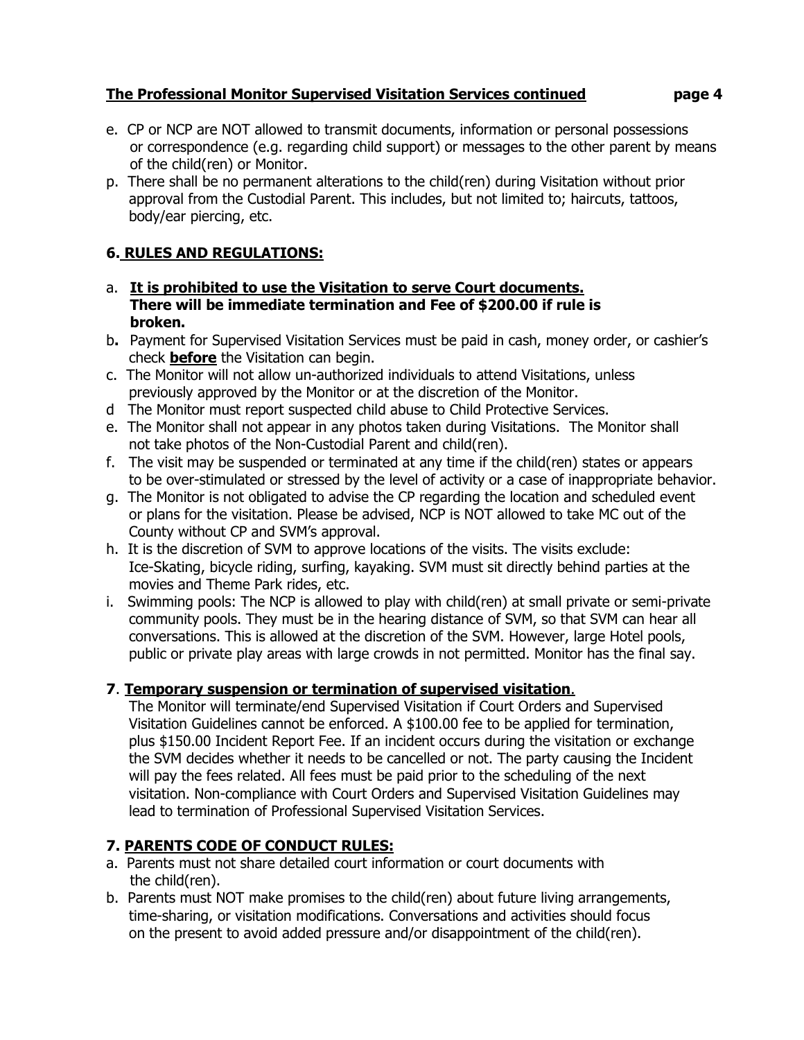- e. CP or NCP are NOT allowed to transmit documents, information or personal possessions or correspondence (e.g. regarding child support) or messages to the other parent by means of the child(ren) or Monitor.
- p. There shall be no permanent alterations to the child(ren) during Visitation without prior approval from the Custodial Parent. This includes, but not limited to; haircuts, tattoos, body/ear piercing, etc.

## 6. RULES AND REGULATIONS:

- a. **It is prohibited to use the Visitation to serve Court documents. There will be immediate termination and Fee of $200.00 if rule is broken.**
- b. Payment for Supervised Visitation Services must be paid in cash, money order, or cashier's check **before** the Visitation can begin.
- c. The Monitor will not allow un-authorized individuals to attend Visitations, unless previously approved by the Monitor or at the discretion of the Monitor.
- d The Monitor must report suspected child abuse to Child Protective Services.
- e. The Monitor shall not appear in any photos taken during Visitations. The Monitor shall not take photos of the Non-Custodial Parent and child(ren).
- f. The visit may be suspended or terminated at any time if the child(ren) states or appears to be over-stimulated or stressed by the level of activity or a case of inappropriate behavior.
- g. The Monitor is not obligated to advise the CP regarding the location and scheduled event or plans for the visitation. Please be advised, NCP is NOT allowed to take MC out of the County without CP and SVM's approval.
- h. It is the discretion of SVM to approve locations of the visits. The visits exclude: Ice-Skating, bicycle riding, surfing, kayaking. SVM must sit directly behind parties at the movies and Theme Park rides, etc.
- i. Swimming pools: The NCP is allowed to play with child(ren) at small private or semi-private community pools. They must be in the hearing distance of SVM, so that SVM can hear all conversations. This is allowed at the discretion of the SVM. However, large Hotel pools, public or private play areas with large crowds in not permitted. Monitor has the final say.

## 7. Temporary suspension or termination of supervised visitation.

The Monitor will terminate/end Supervised Visitation if Court Orders and Supervised Visitation Guidelines cannot be enforced. A $100.00 fee to be applied for termination, plus $150.00 Incident Report Fee. If an incident occurs during the visitation or exchange the SVM decides whether it needs to be cancelled or not. The party causing the Incident will pay the fees related. All fees must be paid prior to the scheduling of the next visitation. Non-compliance with Court Orders and Supervised Visitation Guidelines may lead to termination of Professional Supervised Visitation Services.

## 7. PARENTS CODE OF CONDUCT RULES:

- a. Parents must not share detailed court information or court documents with the child(ren).
- b. Parents must NOT make promises to the child(ren) about future living arrangements, time-sharing, or visitation modifications. Conversations and activities should focus on the present to avoid added pressure and/or disappointment of the child(ren).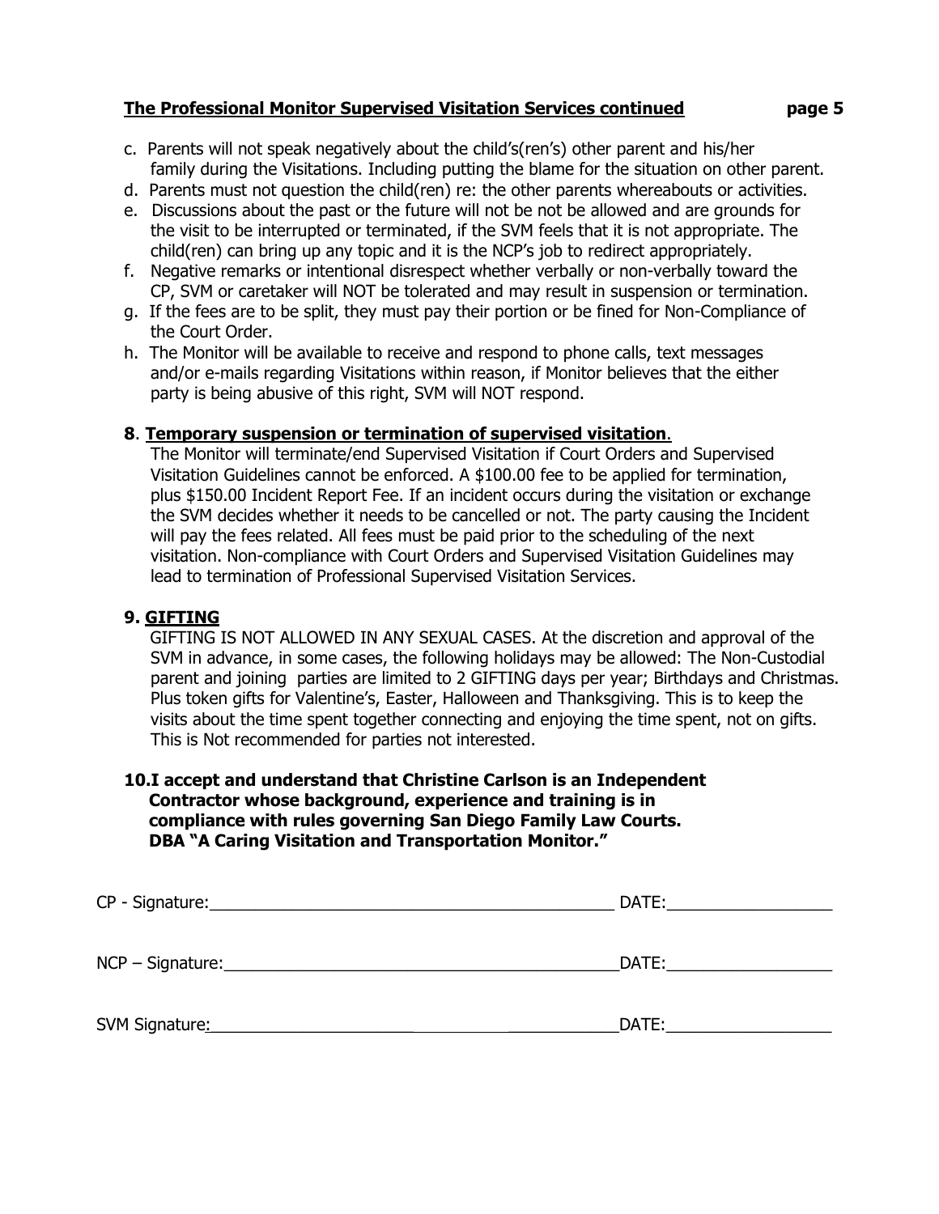c. Parents will not speak negatively about the child's(ren's) other parent and his/her family during the Visitations. Including putting the blame for the situation on other parent.

d. Parents must not question the child(ren) re: the other parents whereabouts or activities.

e. Discussions about the past or the future will not be not be allowed and are grounds for the visit to be interrupted or terminated, if the SVM feels that it is not appropriate. The child(ren) can bring up any topic and it is the NCP's job to redirect appropriately.

f. Negative remarks or intentional disrespect whether verbally or non-verbally toward the CP, SVM or caretaker will NOT be tolerated and may result in suspension or termination.

g. If the fees are to be split, they must pay their portion or be fined for Non-Compliance of the Court Order.

h. The Monitor will be available to receive and respond to phone calls, text messages and/or e-mails regarding Visitations within reason, if Monitor believes that the either party is being abusive of this right, SVM will NOT respond.

**8**. **Temporary suspension or termination of supervised visitation**.

The Monitor will terminate/end Supervised Visitation if Court Orders and Supervised Visitation Guidelines cannot be enforced. A $100.00 fee to be applied for termination, plus $150.00 Incident Report Fee. If an incident occurs during the visitation or exchange the SVM decides whether it needs to be cancelled or not. The party causing the Incident will pay the fees related. All fees must be paid prior to the scheduling of the next visitation. Non-compliance with Court Orders and Supervised Visitation Guidelines may lead to termination of Professional Supervised Visitation Services.

**9. GIFTING**

GIFTING IS NOT ALLOWED IN ANY SEXUAL CASES. At the discretion and approval of the SVM in advance, in some cases, the following holidays may be allowed: The Non-Custodial parent and joining parties are limited to 2 GIFTING days per year; Birthdays and Christmas. Plus token gifts for Valentine's, Easter, Halloween and Thanksgiving. This is to keep the visits about the time spent together connecting and enjoying the time spent, not on gifts. This is Not recommended for parties not interested.

**10.I accept and understand that Christine Carlson is an Independent Contractor whose background, experience and training is in compliance with rules governing San Diego Family Law Courts. DBA "A Caring Visitation and Transportation Monitor."**

CP - Signature:____________________________________________ DATE:__________________

NCP – Signature:___________________________________________DATE:__________________

SVM Signature:_____________________________________________DATE:__________________